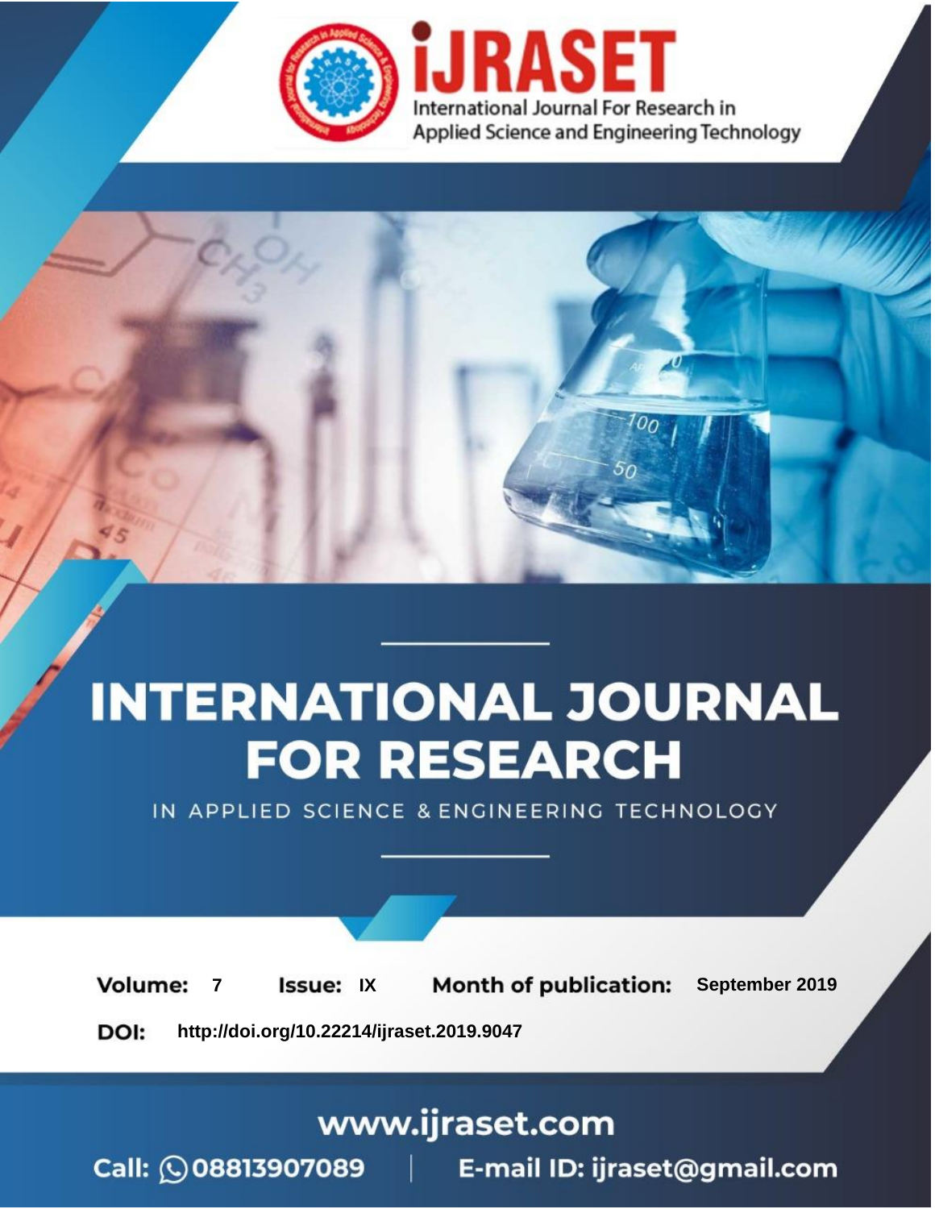iJRASET

International Journal For Research in Applied Science and Engineering Technology

# INTERNATIONAL JOURNAL FOR RESEARCH

IN APPLIED SCIENCE & ENGINEERING TECHNOLOGY

**Volume:** 7 **Issue:** IX **Month of publication:** September 2019

**DOI:** http://doi.org/10.22214/ijraset.2019.9047

www.ijraset.com

Call: 08813907089 | E-mail ID: ijraset@gmail.com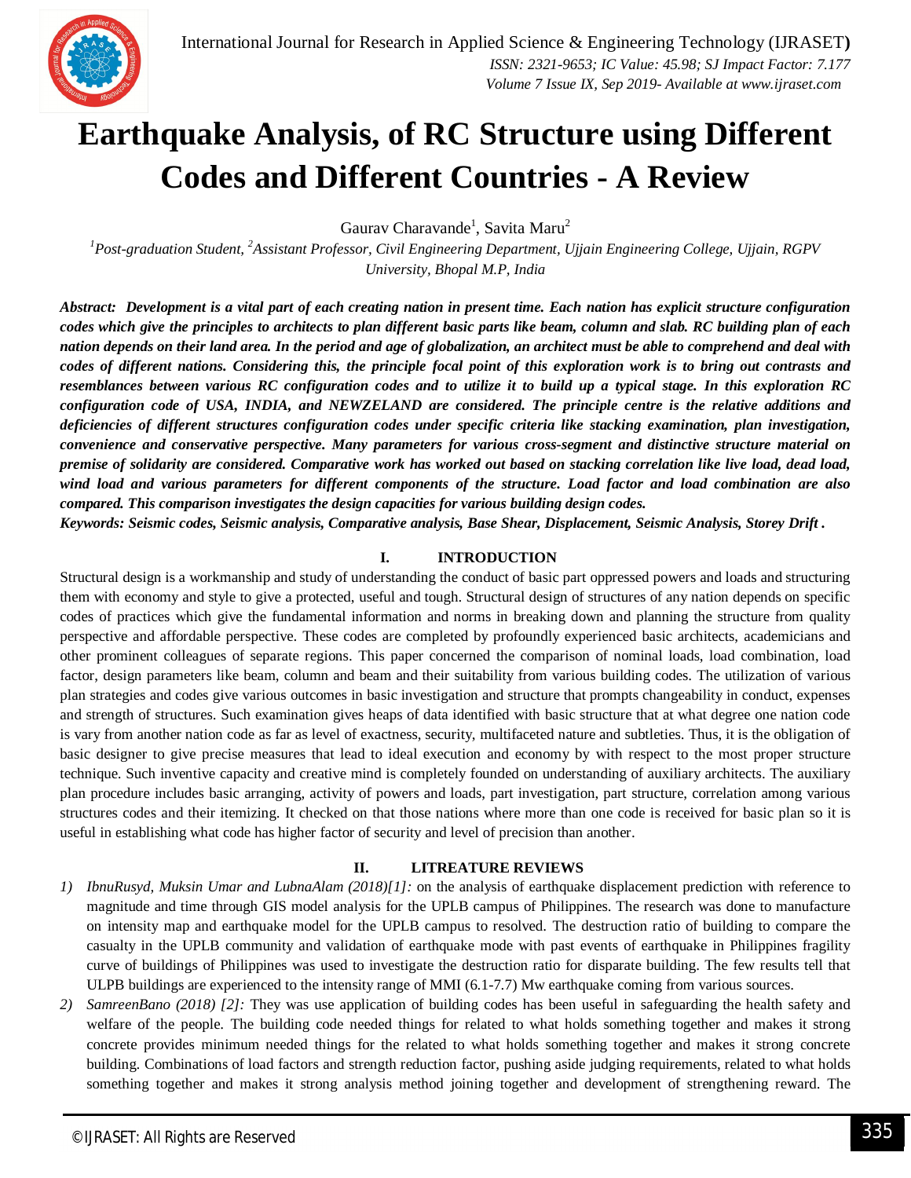# Earthquake Analysis, of RC Structure using Different Codes and Different Countries - A Review

Gaurav Charavande[1], Savita Maru[2]

[1]*Post-graduation Student,* [2]*Assistant Professor, Civil Engineering Department, Ujjain Engineering College, Ujjain, RGPV University, Bhopal M.P, India*

***Abstract:** Development is a vital part of each creating nation in present time. Each nation has explicit structure configuration codes which give the principles to architects to plan different basic parts like beam, column and slab. RC building plan of each nation depends on their land area. In the period and age of globalization, an architect must be able to comprehend and deal with codes of different nations. Considering this, the principle focal point of this exploration work is to bring out contrasts and resemblances between various RC configuration codes and to utilize it to build up a typical stage. In this exploration RC configuration code of USA, INDIA, and NEWZELAND are considered. The principle centre is the relative additions and deficiencies of different structures configuration codes under specific criteria like stacking examination, plan investigation, convenience and conservative perspective. Many parameters for various cross-segment and distinctive structure material on premise of solidarity are considered. Comparative work has worked out based on stacking correlation like live load, dead load, wind load and various parameters for different components of the structure. Load factor and load combination are also compared. This comparison investigates the design capacities for various building design codes.*

***Keywords:** Seismic codes, Seismic analysis, Comparative analysis, Base Shear, Displacement, Seismic Analysis, Storey Drift .*

## I. INTRODUCTION

Structural design is a workmanship and study of understanding the conduct of basic part oppressed powers and loads and structuring them with economy and style to give a protected, useful and tough. Structural design of structures of any nation depends on specific codes of practices which give the fundamental information and norms in breaking down and planning the structure from quality perspective and affordable perspective. These codes are completed by profoundly experienced basic architects, academicians and other prominent colleagues of separate regions. This paper concerned the comparison of nominal loads, load combination, load factor, design parameters like beam, column and beam and their suitability from various building codes. The utilization of various plan strategies and codes give various outcomes in basic investigation and structure that prompts changeability in conduct, expenses and strength of structures. Such examination gives heaps of data identified with basic structure that at what degree one nation code is vary from another nation code as far as level of exactness, security, multifaceted nature and subtleties. Thus, it is the obligation of basic designer to give precise measures that lead to ideal execution and economy by with respect to the most proper structure technique. Such inventive capacity and creative mind is completely founded on understanding of auxiliary architects. The auxiliary plan procedure includes basic arranging, activity of powers and loads, part investigation, part structure, correlation among various structures codes and their itemizing. It checked on that those nations where more than one code is received for basic plan so it is useful in establishing what code has higher factor of security and level of precision than another.

## II. LITREATURE REVIEWS

1) *IbnuRusyd, Muksin Umar and LubnaAlam (2018)[1]:* on the analysis of earthquake displacement prediction with reference to magnitude and time through GIS model analysis for the UPLB campus of Philippines. The research was done to manufacture on intensity map and earthquake model for the UPLB campus to resolved. The destruction ratio of building to compare the casualty in the UPLB community and validation of earthquake mode with past events of earthquake in Philippines fragility curve of buildings of Philippines was used to investigate the destruction ratio for disparate building. The few results tell that ULPB buildings are experienced to the intensity range of MMI (6.1-7.7) Mw earthquake coming from various sources.
2) *SamreenBano (2018) [2]:* They was use application of building codes has been useful in safeguarding the health safety and welfare of the people. The building code needed things for related to what holds something together and makes it strong concrete provides minimum needed things for the related to what holds something together and makes it strong concrete building. Combinations of load factors and strength reduction factor, pushing aside judging requirements, related to what holds something together and makes it strong analysis method joining together and development of strengthening reward. The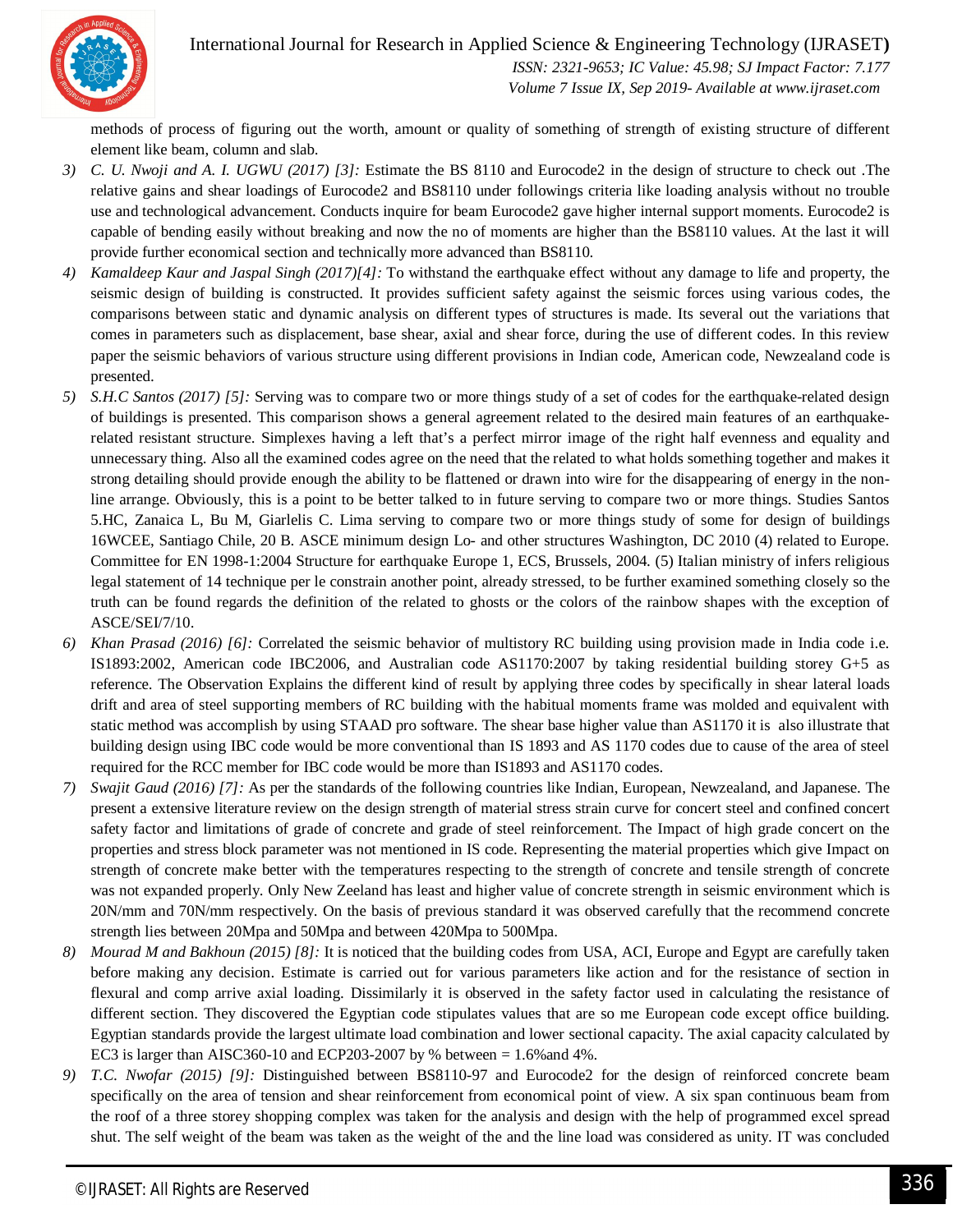methods of process of figuring out the worth, amount or quality of something of strength of existing structure of different element like beam, column and slab.

3) *C. U. Nwoji and A. I. UGWU (2017) [3]:* Estimate the BS 8110 and Eurocode2 in the design of structure to check out .The relative gains and shear loadings of Eurocode2 and BS8110 under followings criteria like loading analysis without no trouble use and technological advancement. Conducts inquire for beam Eurocode2 gave higher internal support moments. Eurocode2 is capable of bending easily without breaking and now the no of moments are higher than the BS8110 values. At the last it will provide further economical section and technically more advanced than BS8110.
4) *Kamaldeep Kaur and Jaspal Singh (2017)[4]:* To withstand the earthquake effect without any damage to life and property, the seismic design of building is constructed. It provides sufficient safety against the seismic forces using various codes, the comparisons between static and dynamic analysis on different types of structures is made. Its several out the variations that comes in parameters such as displacement, base shear, axial and shear force, during the use of different codes. In this review paper the seismic behaviors of various structure using different provisions in Indian code, American code, Newzealand code is presented.
5) *S.H.C Santos (2017) [5]:* Serving was to compare two or more things study of a set of codes for the earthquake-related design of buildings is presented. This comparison shows a general agreement related to the desired main features of an earthquake-related resistant structure. Simplexes having a left that's a perfect mirror image of the right half evenness and equality and unnecessary thing. Also all the examined codes agree on the need that the related to what holds something together and makes it strong detailing should provide enough the ability to be flattened or drawn into wire for the disappearing of energy in the non-line arrange. Obviously, this is a point to be better talked to in future serving to compare two or more things. Studies Santos 5.HC, Zanaica L, Bu M, Giarlelis C. Lima serving to compare two or more things study of some for design of buildings 16WCEE, Santiago Chile, 20 B. ASCE minimum design Lo- and other structures Washington, DC 2010 (4) related to Europe. Committee for EN 1998-1:2004 Structure for earthquake Europe 1, ECS, Brussels, 2004. (5) Italian ministry of infers religious legal statement of 14 technique per le constrain another point, already stressed, to be further examined something closely so the truth can be found regards the definition of the related to ghosts or the colors of the rainbow shapes with the exception of ASCE/SEI/7/10.
6) *Khan Prasad (2016) [6]:* Correlated the seismic behavior of multistory RC building using provision made in India code i.e. IS1893:2002, American code IBC2006, and Australian code AS1170:2007 by taking residential building storey G+5 as reference. The Observation Explains the different kind of result by applying three codes by specifically in shear lateral loads drift and area of steel supporting members of RC building with the habitual moments frame was molded and equivalent with static method was accomplish by using STAAD pro software. The shear base higher value than AS1170 it is also illustrate that building design using IBC code would be more conventional than IS 1893 and AS 1170 codes due to cause of the area of steel required for the RCC member for IBC code would be more than IS1893 and AS1170 codes.
7) *Swajit Gaud (2016) [7]:* As per the standards of the following countries like Indian, European, Newzealand, and Japanese. The present a extensive literature review on the design strength of material stress strain curve for concert steel and confined concert safety factor and limitations of grade of concrete and grade of steel reinforcement. The Impact of high grade concert on the properties and stress block parameter was not mentioned in IS code. Representing the material properties which give Impact on strength of concrete make better with the temperatures respecting to the strength of concrete and tensile strength of concrete was not expanded properly. Only New Zeeland has least and higher value of concrete strength in seismic environment which is 20N/mm and 70N/mm respectively. On the basis of previous standard it was observed carefully that the recommend concrete strength lies between 20Mpa and 50Mpa and between 420Mpa to 500Mpa.
8) *Mourad M and Bakhoun (2015) [8]:* It is noticed that the building codes from USA, ACI, Europe and Egypt are carefully taken before making any decision. Estimate is carried out for various parameters like action and for the resistance of section in flexural and comp arrive axial loading. Dissimilarly it is observed in the safety factor used in calculating the resistance of different section. They discovered the Egyptian code stipulates values that are so me European code except office building. Egyptian standards provide the largest ultimate load combination and lower sectional capacity. The axial capacity calculated by EC3 is larger than AISC360-10 and ECP203-2007 by % between = 1.6%and 4%.
9) *T.C. Nwofar (2015) [9]:* Distinguished between BS8110-97 and Eurocode2 for the design of reinforced concrete beam specifically on the area of tension and shear reinforcement from economical point of view. A six span continuous beam from the roof of a three storey shopping complex was taken for the analysis and design with the help of programmed excel spread shut. The self weight of the beam was taken as the weight of the and the line load was considered as unity. IT was concluded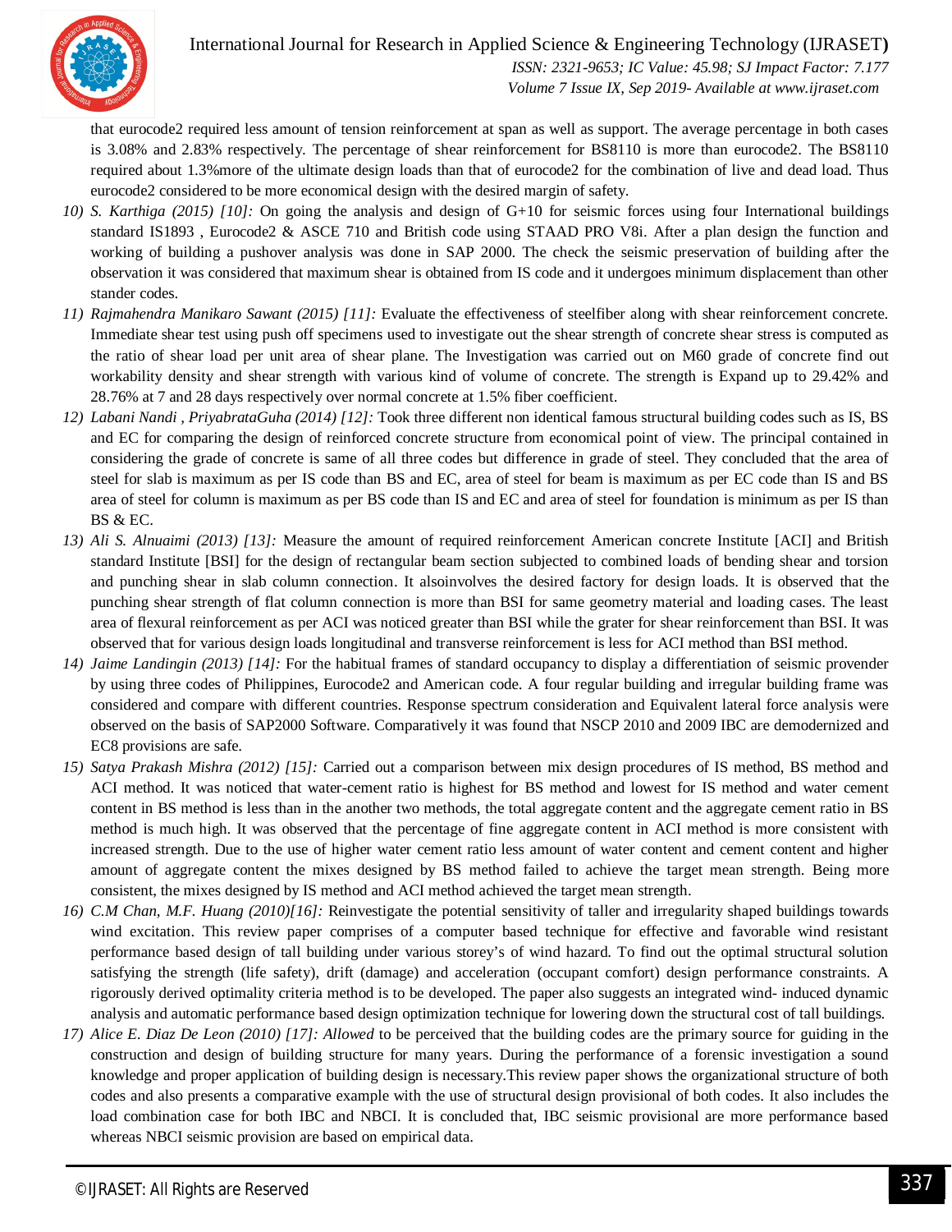that eurocode2 required less amount of tension reinforcement at span as well as support. The average percentage in both cases is 3.08% and 2.83% respectively. The percentage of shear reinforcement for BS8110 is more than eurocode2. The BS8110 required about 1.3%more of the ultimate design loads than that of eurocode2 for the combination of live and dead load. Thus eurocode2 considered to be more economical design with the desired margin of safety.

10) *S. Karthiga (2015) [10]:* On going the analysis and design of G+10 for seismic forces using four International buildings standard IS1893 , Eurocode2 & ASCE 710 and British code using STAAD PRO V8i. After a plan design the function and working of building a pushover analysis was done in SAP 2000. The check the seismic preservation of building after the observation it was considered that maximum shear is obtained from IS code and it undergoes minimum displacement than other stander codes.
11) *Rajmahendra Manikaro Sawant (2015) [11]:* Evaluate the effectiveness of steelfiber along with shear reinforcement concrete. Immediate shear test using push off specimens used to investigate out the shear strength of concrete shear stress is computed as the ratio of shear load per unit area of shear plane. The Investigation was carried out on M60 grade of concrete find out workability density and shear strength with various kind of volume of concrete. The strength is Expand up to 29.42% and 28.76% at 7 and 28 days respectively over normal concrete at 1.5% fiber coefficient.
12) *Labani Nandi , PriyabrataGuha (2014) [12]:* Took three different non identical famous structural building codes such as IS, BS and EC for comparing the design of reinforced concrete structure from economical point of view. The principal contained in considering the grade of concrete is same of all three codes but difference in grade of steel. They concluded that the area of steel for slab is maximum as per IS code than BS and EC, area of steel for beam is maximum as per EC code than IS and BS area of steel for column is maximum as per BS code than IS and EC and area of steel for foundation is minimum as per IS than BS & EC.
13) *Ali S. Alnuaimi (2013) [13]:* Measure the amount of required reinforcement American concrete Institute [ACI] and British standard Institute [BSI] for the design of rectangular beam section subjected to combined loads of bending shear and torsion and punching shear in slab column connection. It alsoinvolves the desired factory for design loads. It is observed that the punching shear strength of flat column connection is more than BSI for same geometry material and loading cases. The least area of flexural reinforcement as per ACI was noticed greater than BSI while the grater for shear reinforcement than BSI. It was observed that for various design loads longitudinal and transverse reinforcement is less for ACI method than BSI method.
14) *Jaime Landingin (2013) [14]:* For the habitual frames of standard occupancy to display a differentiation of seismic provender by using three codes of Philippines, Eurocode2 and American code. A four regular building and irregular building frame was considered and compare with different countries. Response spectrum consideration and Equivalent lateral force analysis were observed on the basis of SAP2000 Software. Comparatively it was found that NSCP 2010 and 2009 IBC are demodernized and EC8 provisions are safe.
15) *Satya Prakash Mishra (2012) [15]:* Carried out a comparison between mix design procedures of IS method, BS method and ACI method. It was noticed that water-cement ratio is highest for BS method and lowest for IS method and water cement content in BS method is less than in the another two methods, the total aggregate content and the aggregate cement ratio in BS method is much high. It was observed that the percentage of fine aggregate content in ACI method is more consistent with increased strength. Due to the use of higher water cement ratio less amount of water content and cement content and higher amount of aggregate content the mixes designed by BS method failed to achieve the target mean strength. Being more consistent, the mixes designed by IS method and ACI method achieved the target mean strength.
16) *C.M Chan, M.F. Huang (2010)[16]:* Reinvestigate the potential sensitivity of taller and irregularity shaped buildings towards wind excitation. This review paper comprises of a computer based technique for effective and favorable wind resistant performance based design of tall building under various storey's of wind hazard. To find out the optimal structural solution satisfying the strength (life safety), drift (damage) and acceleration (occupant comfort) design performance constraints. A rigorously derived optimality criteria method is to be developed. The paper also suggests an integrated wind- induced dynamic analysis and automatic performance based design optimization technique for lowering down the structural cost of tall buildings.
17) *Alice E. Diaz De Leon (2010) [17]: Allowed* to be perceived that the building codes are the primary source for guiding in the construction and design of building structure for many years. During the performance of a forensic investigation a sound knowledge and proper application of building design is necessary.This review paper shows the organizational structure of both codes and also presents a comparative example with the use of structural design provisional of both codes. It also includes the load combination case for both IBC and NBCI. It is concluded that, IBC seismic provisional are more performance based whereas NBCI seismic provision are based on empirical data.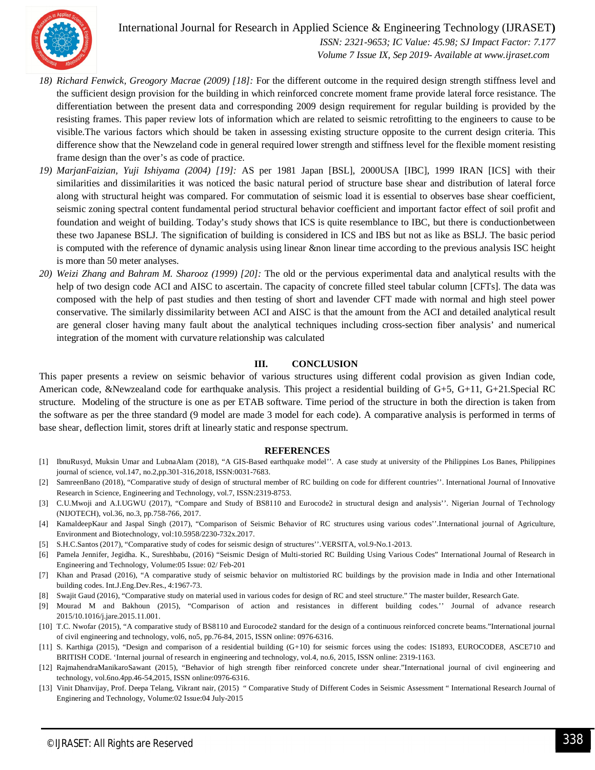18) *Richard Fenwick, Greogory Macrae (2009) [18]:* For the different outcome in the required design strength stiffness level and the sufficient design provision for the building in which reinforced concrete moment frame provide lateral force resistance. The differentiation between the present data and corresponding 2009 design requirement for regular building is provided by the resisting frames. This paper review lots of information which are related to seismic retrofitting to the engineers to cause to be visible.The various factors which should be taken in assessing existing structure opposite to the current design criteria. This difference show that the Newzeland code in general required lower strength and stiffness level for the flexible moment resisting frame design than the over's as code of practice.

19) *MarjanFaizian, Yuji Ishiyama (2004) [19]:* AS per 1981 Japan [BSL], 2000USA [IBC], 1999 IRAN [ICS] with their similarities and dissimilarities it was noticed the basic natural period of structure base shear and distribution of lateral force along with structural height was compared. For commutation of seismic load it is essential to observes base shear coefficient, seismic zoning spectral content fundamental period structural behavior coefficient and important factor effect of soil profit and foundation and weight of building. Today's study shows that ICS is quite resemblance to IBC, but there is conductionbetween these two Japanese BSLJ. The signification of building is considered in ICS and IBS but not as like as BSLJ. The basic period is computed with the reference of dynamic analysis using linear &non linear time according to the previous analysis ISC height is more than 50 meter analyses.

20) *Weizi Zhang and Bahram M. Sharooz (1999) [20]:* The old or the pervious experimental data and analytical results with the help of two design code ACI and AISC to ascertain. The capacity of concrete filled steel tabular column [CFTs]. The data was composed with the help of past studies and then testing of short and lavender CFT made with normal and high steel power conservative. The similarly dissimilarity between ACI and AISC is that the amount from the ACI and detailed analytical result are general closer having many fault about the analytical techniques including cross-section fiber analysis' and numerical integration of the moment with curvature relationship was calculated

## III. CONCLUSION

This paper presents a review on seismic behavior of various structures using different codal provision as given Indian code, American code, &Newzealand code for earthquake analysis. This project a residential building of G+5, G+11, G+21.Special RC structure. Modeling of the structure is one as per ETAB software. Time period of the structure in both the direction is taken from the software as per the three standard (9 model are made 3 model for each code). A comparative analysis is performed in terms of base shear, deflection limit, stores drift at linearly static and response spectrum.

## REFERENCES

[1] IbnuRusyd, Muksin Umar and LubnaAlam (2018), "A GIS-Based earthquake model''. A case study at university of the Philippines Los Banes, Philippines journal of science, vol.147, no.2,pp.301-316,2018, ISSN:0031-7683.

[2] SamreenBano (2018), "Comparative study of design of structural member of RC building on code for different countries''. International Journal of Innovative Research in Science, Engineering and Technology, vol.7, ISSN:2319-8753.

[3] C.U.Mwoji and A.I.UGWU (2017), "Compare and Study of BS8110 and Eurocode2 in structural design and analysis''. Nigerian Journal of Technology (NIJOTECH), vol.36, no.3, pp.758-766, 2017.

[4] KamaldeepKaur and Jaspal Singh (2017), "Comparison of Seismic Behavior of RC structures using various codes''.International journal of Agriculture, Environment and Biotechnology, vol:10.5958/2230-732x.2017.

[5] S.H.C.Santos (2017), "Comparative study of codes for seismic design of structures''.VERSITA, vol.9-No.1-2013.

[6] Pamela Jennifer, Jegidha. K., Sureshbabu, (2016) "Seismic Design of Multi-storied RC Building Using Various Codes" International Journal of Research in Engineering and Technology, Volume:05 Issue: 02/ Feb-201

[7] Khan and Prasad (2016), "A comparative study of seismic behavior on multistoried RC buildings by the provision made in India and other International building codes. Int.J.Eng.Dev.Res., 4:1967-73.

[8] Swajit Gaud (2016), "Comparative study on material used in various codes for design of RC and steel structure." The master builder, Research Gate.

[9] Mourad M and Bakhoun (2015), "Comparison of action and resistances in different building codes.'' Journal of advance research 2015/10.1016/j.jare.2015.11.001.

[10] T.C. Nwofar (2015), "A comparative study of BS8110 and Eurocode2 standard for the design of a continuous reinforced concrete beams."International journal of civil engineering and technology, vol6, no5, pp.76-84, 2015, ISSN online: 0976-6316.

[11] S. Karthiga (2015), "Design and comparison of a residential building (G+10) for seismic forces using the codes: IS1893, EUROCODE8, ASCE710 and BRITISH CODE. 'Internal journal of research in engineering and technology, vol.4, no.6, 2015, ISSN online: 2319-1163.

[12] RajmahendraManikaroSawant (2015), "Behavior of high strength fiber reinforced concrete under shear."International journal of civil engineering and technology, vol.6no.4pp.46-54,2015, ISSN online:0976-6316.

[13] Vinit Dhanvijay, Prof. Deepa Telang, Vikrant nair, (2015) " Comparative Study of Different Codes in Seismic Assessment " International Research Journal of Enginering and Technology, Volume:02 Issue:04 July-2015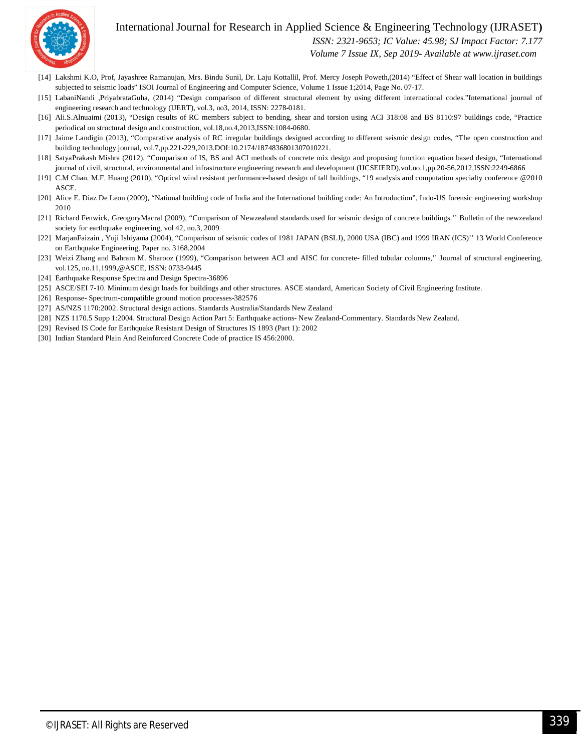[14] Lakshmi K.O, Prof, Jayashree Ramanujan, Mrs. Bindu Sunil, Dr. Laju Kottallil, Prof. Mercy Joseph Poweth,(2014) "Effect of Shear wall location in buildings subjected to seismic loads" ISOI Journal of Engineering and Computer Science, Volume 1 Issue 1;2014, Page No. 07-17.

[15] LabaniNandi ,PriyabrataGuha, (2014) "Design comparison of different structural element by using different international codes."International journal of engineering research and technology (IJERT), vol.3, no3, 2014, ISSN: 2278-0181.

[16] Ali.S.Alnuaimi (2013), "Design results of RC members subject to bending, shear and torsion using ACI 318:08 and BS 8110:97 buildings code, "Practice periodical on structural design and construction, vol.18,no.4,2013,ISSN:1084-0680.

[17] Jaime Landigin (2013), "Comparative analysis of RC irregular buildings designed according to different seismic design codes, "The open construction and building technology journal, vol.7,pp.221-229,2013.DOI:10.2174/1874836801307010221.

[18] SatyaPrakash Mishra (2012), "Comparison of IS, BS and ACI methods of concrete mix design and proposing function equation based design, "International journal of civil, structural, environmental and infrastructure engineering research and development (IJCSEIERD),vol.no.1,pp.20-56,2012,ISSN:2249-6866

[19] C.M Chan. M.F. Huang (2010), "Optical wind resistant performance-based design of tall buildings, "19 analysis and computation specialty conference @2010 ASCE.

[20] Alice E. Diaz De Leon (2009), "National building code of India and the International building code: An Introduction", Indo-US forensic engineering workshop 2010

[21] Richard Fenwick, GreogoryMacral (2009), "Comparison of Newzealand standards used for seismic design of concrete buildings.'' Bulletin of the newzealand society for earthquake engineering, vol 42, no.3, 2009

[22] MarjanFaizain , Yuji Ishiyama (2004), "Comparison of seismic codes of 1981 JAPAN (BSLJ), 2000 USA (IBC) and 1999 IRAN (ICS)'' 13 World Conference on Earthquake Engineering, Paper no. 3168,2004

[23] Weizi Zhang and Bahram M. Sharooz (1999), "Comparison between ACI and AISC for concrete- filled tubular columns,'' Journal of structural engineering, vol.125, no.11,1999,@ASCE, ISSN: 0733-9445

[24] Earthquake Response Spectra and Design Spectra-36896

[25] ASCE/SEI 7-10. Minimum design loads for buildings and other structures. ASCE standard, American Society of Civil Engineering Institute.

[26] Response- Spectrum-compatible ground motion processes-382576

[27] AS/NZS 1170:2002. Structural design actions. Standards Australia/Standards New Zealand

[28] NZS 1170.5 Supp 1:2004. Structural Design Action Part 5: Earthquake actions- New Zealand-Commentary. Standards New Zealand.

[29] Revised IS Code for Earthquake Resistant Design of Structures IS 1893 (Part 1): 2002

[30] Indian Standard Plain And Reinforced Concrete Code of practice IS 456:2000.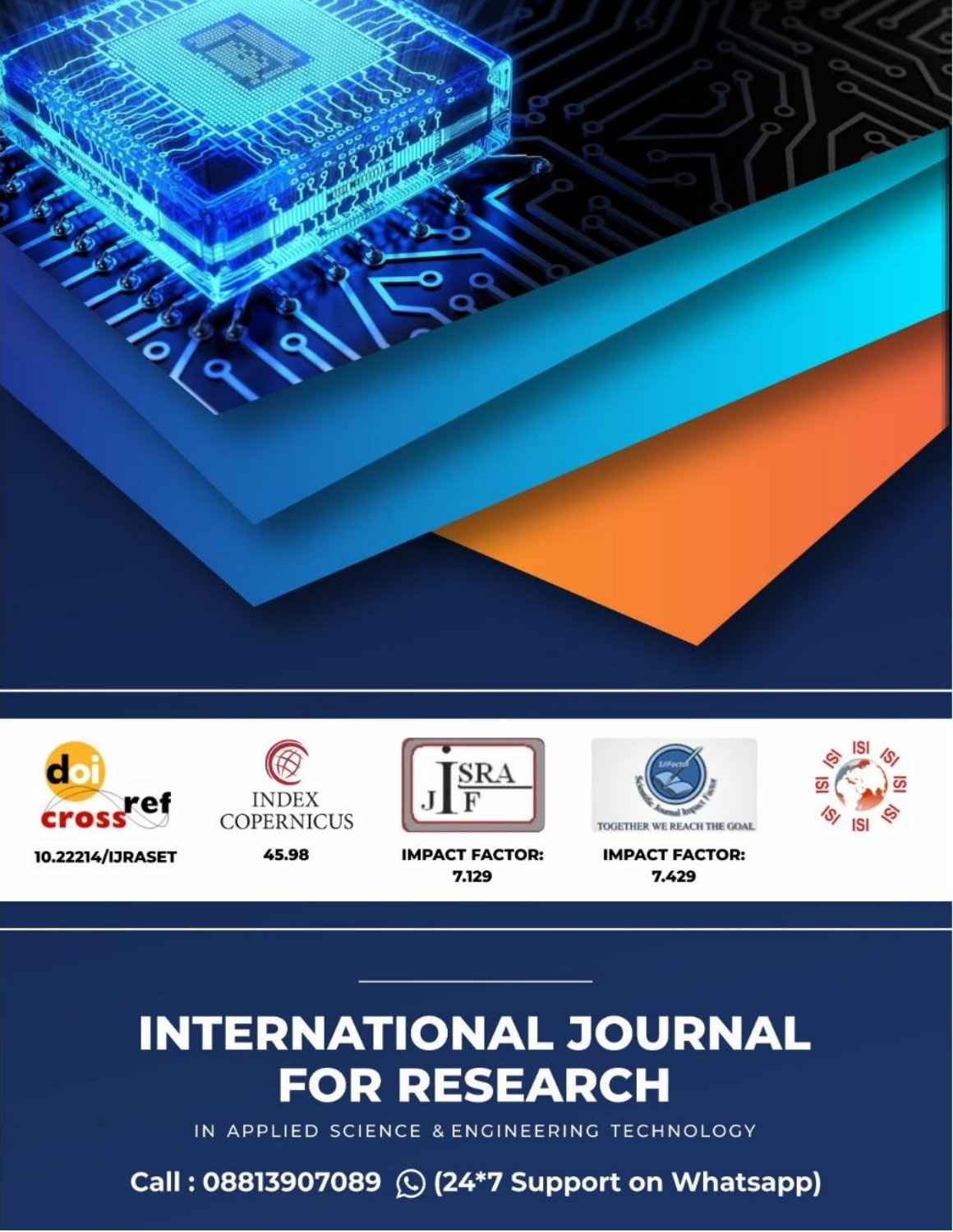10.22214/IJRASET

INDEX COPERNICUS

45.98

IMPACT FACTOR: 7.129

IMPACT FACTOR: 7.429

# INTERNATIONAL JOURNAL FOR RESEARCH

IN APPLIED SCIENCE & ENGINEERING TECHNOLOGY

Call : 08813907089 (24*7 Support on Whatsapp)